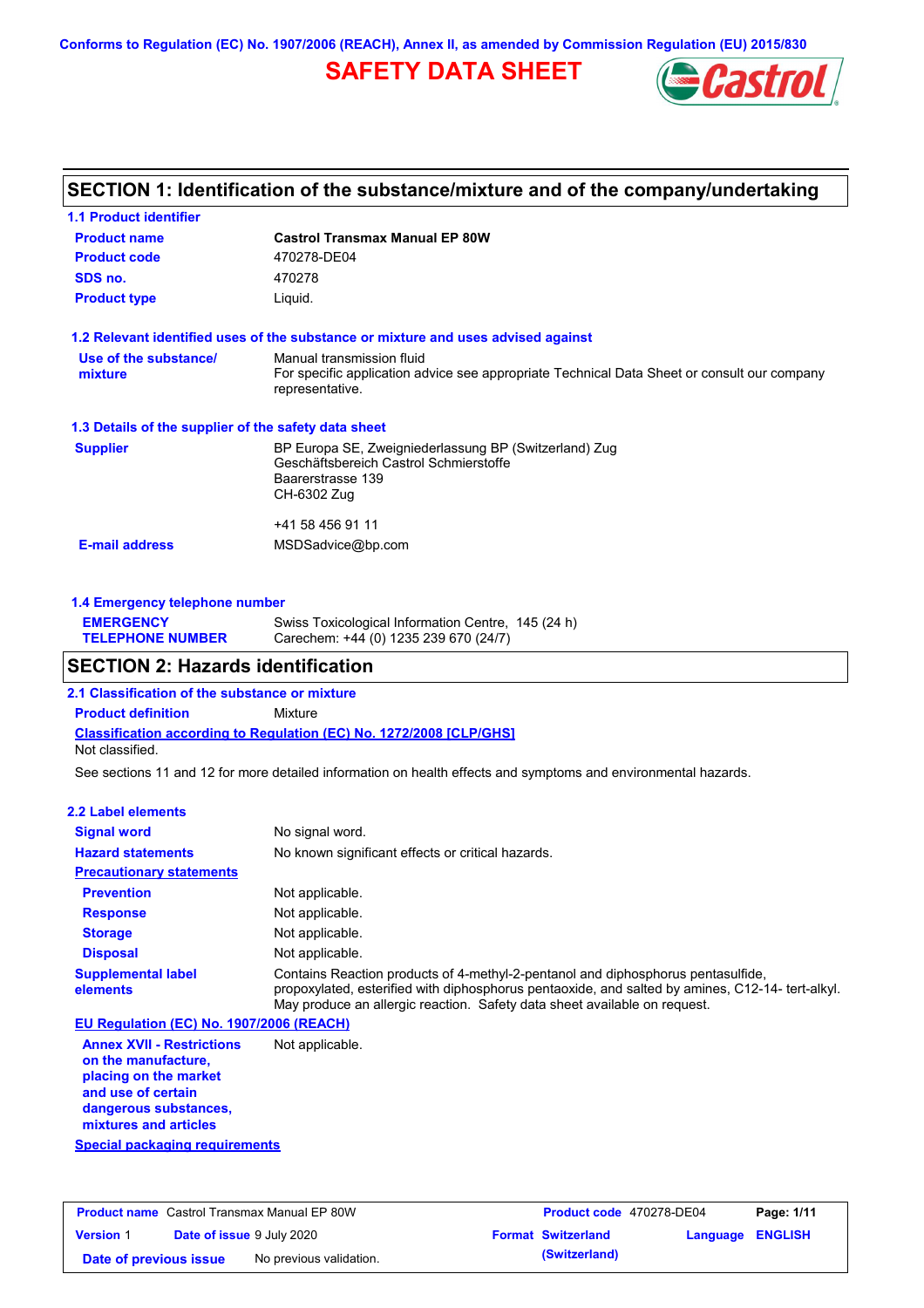Conforms to Regulation (EC) No. 1907/2006 (REACH), Annex II, as amended by Commission Regulation (EU) 2015/830

# SAFETY DATA SHEET

## SECTION 1: Identification of the substance/mixture and of the company/undertaking

### 1.1 Product identifier

| | |
|---|---|
| **Product name** | **Castrol Transmax Manual EP 80W** |
| **Product code** | 470278-DE04 |
| **SDS no.** | 470278 |
| **Product type** | Liquid. |

### 1.2 Relevant identified uses of the substance or mixture and uses advised against

| | |
|---|---|
| **Use of the substance/ mixture** | Manual transmission fluid<br>For specific application advice see appropriate Technical Data Sheet or consult our company representative. |

### 1.3 Details of the supplier of the safety data sheet

| | |
|---|---|
| **Supplier** | BP Europa SE, Zweigniederlassung BP (Switzerland) Zug<br>Geschäftsbereich Castrol Schmierstoffe<br>Baarerstrasse 139<br>CH-6302 Zug<br><br>+41 58 456 91 11 |
| **E-mail address** | MSDSadvice@bp.com |

### 1.4 Emergency telephone number

| | |
|---|---|
| **EMERGENCY TELEPHONE NUMBER** | Swiss Toxicological Information Centre, 145 (24 h)<br>Carechem: +44 (0) 1235 239 670 (24/7) |

## SECTION 2: Hazards identification

### 2.1 Classification of the substance or mixture

**Product definition** Mixture

**Classification according to Regulation (EC) No. 1272/2008 [CLP/GHS]**

Not classified.

See sections 11 and 12 for more detailed information on health effects and symptoms and environmental hazards.

### 2.2 Label elements

| | |
|---|---|
| **Signal word** | No signal word. |
| **Hazard statements** | No known significant effects or critical hazards. |
| **Precautionary statements** | |
| **Prevention** | Not applicable. |
| **Response** | Not applicable. |
| **Storage** | Not applicable. |
| **Disposal** | Not applicable. |
| **Supplemental label elements** | Contains Reaction products of 4-methyl-2-pentanol and diphosphorus pentasulfide, propoxylated, esterified with diphosphorus pentaoxide, and salted by amines, C12-14- tert-alkyl. May produce an allergic reaction. Safety data sheet available on request. |

**EU Regulation (EC) No. 1907/2006 (REACH)**

| | |
|---|---|
| **Annex XVII - Restrictions on the manufacture, placing on the market and use of certain dangerous substances, mixtures and articles** | Not applicable. |

**Special packaging requirements**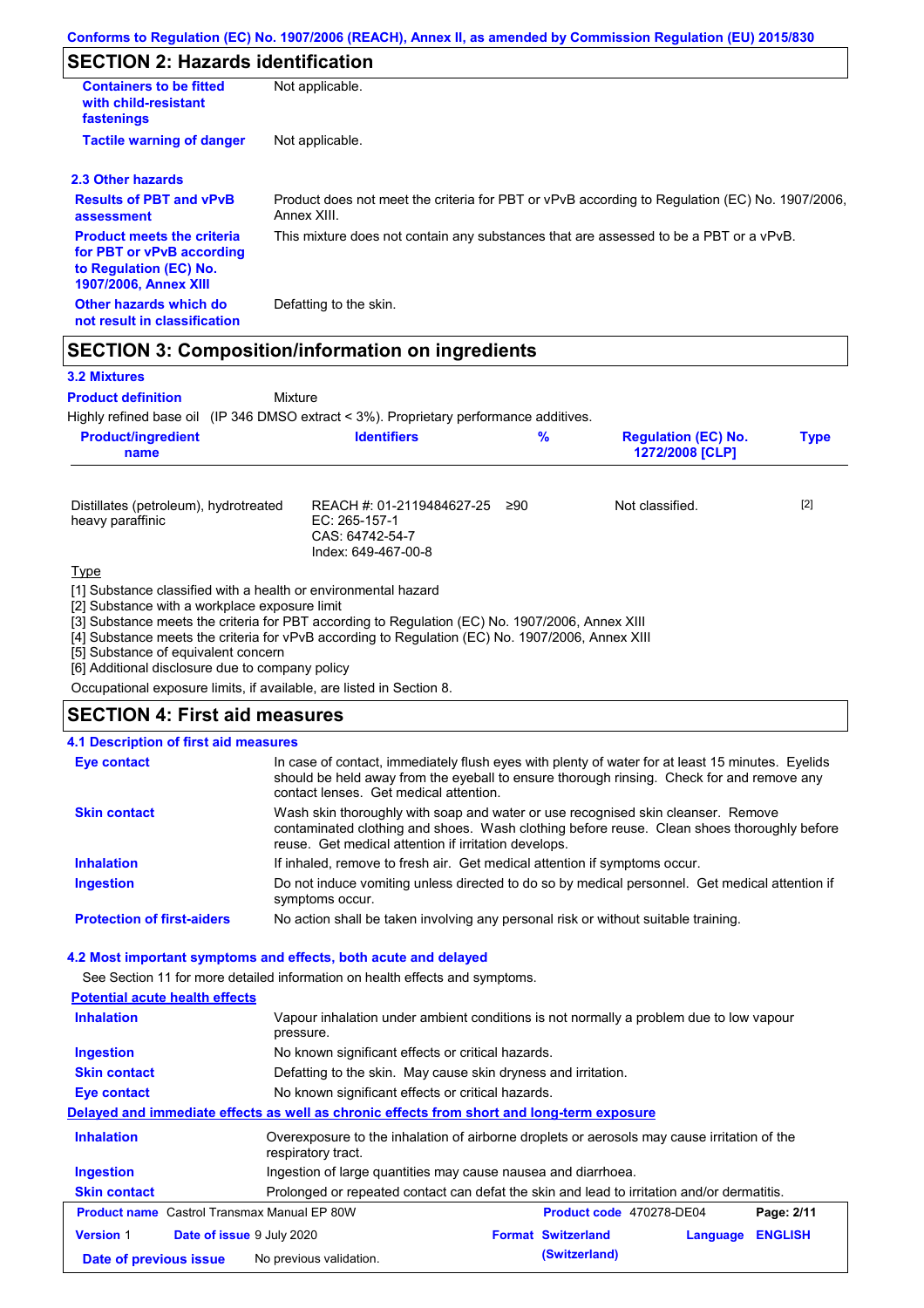## SECTION 2: Hazards identification

| | |
|---|---|
| **Containers to be fitted with child-resistant fastenings** | Not applicable. |
| **Tactile warning of danger** | Not applicable. |

### 2.3 Other hazards

| | |
|---|---|
| **Results of PBT and vPvB assessment** | Product does not meet the criteria for PBT or vPvB according to Regulation (EC) No. 1907/2006, Annex XIII. |
| **Product meets the criteria for PBT or vPvB according to Regulation (EC) No. 1907/2006, Annex XIII** | This mixture does not contain any substances that are assessed to be a PBT or a vPvB. |
| **Other hazards which do not result in classification** | Defatting to the skin. |

## SECTION 3: Composition/information on ingredients

### 3.2 Mixtures

**Product definition** Mixture

Highly refined base oil (IP 346 DMSO extract < 3%). Proprietary performance additives.

| Product/ingredient name | Identifiers | % | Regulation (EC) No. 1272/2008 [CLP] | Type |
|---|---|---|---|---|
| Distillates (petroleum), hydrotreated heavy paraffinic | REACH #: 01-2119484627-25<br>EC: 265-157-1<br>CAS: 64742-54-7<br>Index: 649-467-00-8 | ≥90 | Not classified. | [2] |

Type

[1] Substance classified with a health or environmental hazard
[2] Substance with a workplace exposure limit
[3] Substance meets the criteria for PBT according to Regulation (EC) No. 1907/2006, Annex XIII
[4] Substance meets the criteria for vPvB according to Regulation (EC) No. 1907/2006, Annex XIII
[5] Substance of equivalent concern
[6] Additional disclosure due to company policy

Occupational exposure limits, if available, are listed in Section 8.

## SECTION 4: First aid measures

### 4.1 Description of first aid measures

| | |
|---|---|
| **Eye contact** | In case of contact, immediately flush eyes with plenty of water for at least 15 minutes. Eyelids should be held away from the eyeball to ensure thorough rinsing. Check for and remove any contact lenses. Get medical attention. |
| **Skin contact** | Wash skin thoroughly with soap and water or use recognised skin cleanser. Remove contaminated clothing and shoes. Wash clothing before reuse. Clean shoes thoroughly before reuse. Get medical attention if irritation develops. |
| **Inhalation** | If inhaled, remove to fresh air. Get medical attention if symptoms occur. |
| **Ingestion** | Do not induce vomiting unless directed to do so by medical personnel. Get medical attention if symptoms occur. |
| **Protection of first-aiders** | No action shall be taken involving any personal risk or without suitable training. |

### 4.2 Most important symptoms and effects, both acute and delayed

See Section 11 for more detailed information on health effects and symptoms.

**Potential acute health effects**

| | |
|---|---|
| **Inhalation** | Vapour inhalation under ambient conditions is not normally a problem due to low vapour pressure. |
| **Ingestion** | No known significant effects or critical hazards. |
| **Skin contact** | Defatting to the skin. May cause skin dryness and irritation. |
| **Eye contact** | No known significant effects or critical hazards. |

**Delayed and immediate effects as well as chronic effects from short and long-term exposure**

| | |
|---|---|
| **Inhalation** | Overexposure to the inhalation of airborne droplets or aerosols may cause irritation of the respiratory tract. |
| **Ingestion** | Ingestion of large quantities may cause nausea and diarrhoea. |
| **Skin contact** | Prolonged or repeated contact can defat the skin and lead to irritation and/or dermatitis. |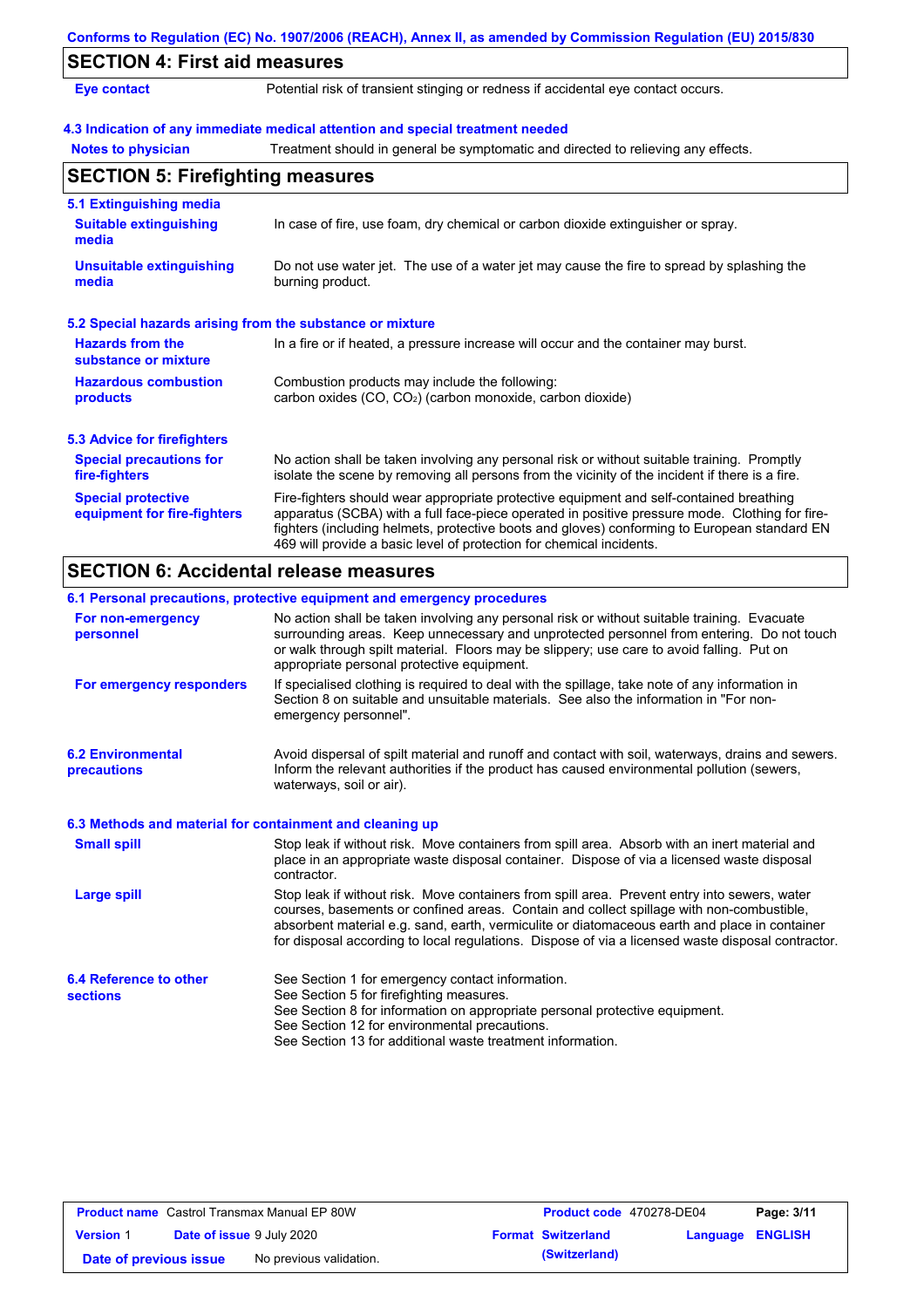## SECTION 4: First aid measures

**Eye contact** Potential risk of transient stinging or redness if accidental eye contact occurs.

### 4.3 Indication of any immediate medical attention and special treatment needed

**Notes to physician** Treatment should in general be symptomatic and directed to relieving any effects.

## SECTION 5: Firefighting measures

### 5.1 Extinguishing media

**Suitable extinguishing media** In case of fire, use foam, dry chemical or carbon dioxide extinguisher or spray.

**Unsuitable extinguishing media** Do not use water jet. The use of a water jet may cause the fire to spread by splashing the burning product.

### 5.2 Special hazards arising from the substance or mixture

**Hazards from the substance or mixture** In a fire or if heated, a pressure increase will occur and the container may burst.

**Hazardous combustion products** Combustion products may include the following:
carbon oxides (CO, $CO_2$) (carbon monoxide, carbon dioxide)

### 5.3 Advice for firefighters

**Special precautions for fire-fighters** No action shall be taken involving any personal risk or without suitable training. Promptly isolate the scene by removing all persons from the vicinity of the incident if there is a fire.

**Special protective equipment for fire-fighters** Fire-fighters should wear appropriate protective equipment and self-contained breathing apparatus (SCBA) with a full face-piece operated in positive pressure mode. Clothing for fire-fighters (including helmets, protective boots and gloves) conforming to European standard EN 469 will provide a basic level of protection for chemical incidents.

## SECTION 6: Accidental release measures

### 6.1 Personal precautions, protective equipment and emergency procedures

**For non-emergency personnel** No action shall be taken involving any personal risk or without suitable training. Evacuate surrounding areas. Keep unnecessary and unprotected personnel from entering. Do not touch or walk through spilt material. Floors may be slippery; use care to avoid falling. Put on appropriate personal protective equipment.

**For emergency responders** If specialised clothing is required to deal with the spillage, take note of any information in Section 8 on suitable and unsuitable materials. See also the information in "For non-emergency personnel".

### 6.2 Environmental precautions

Avoid dispersal of spilt material and runoff and contact with soil, waterways, drains and sewers. Inform the relevant authorities if the product has caused environmental pollution (sewers, waterways, soil or air).

### 6.3 Methods and material for containment and cleaning up

**Small spill** Stop leak if without risk. Move containers from spill area. Absorb with an inert material and place in an appropriate waste disposal container. Dispose of via a licensed waste disposal contractor.

**Large spill** Stop leak if without risk. Move containers from spill area. Prevent entry into sewers, water courses, basements or confined areas. Contain and collect spillage with non-combustible, absorbent material e.g. sand, earth, vermiculite or diatomaceous earth and place in container for disposal according to local regulations. Dispose of via a licensed waste disposal contractor.

### 6.4 Reference to other sections

See Section 1 for emergency contact information.
See Section 5 for firefighting measures.
See Section 8 for information on appropriate personal protective equipment.
See Section 12 for environmental precautions.
See Section 13 for additional waste treatment information.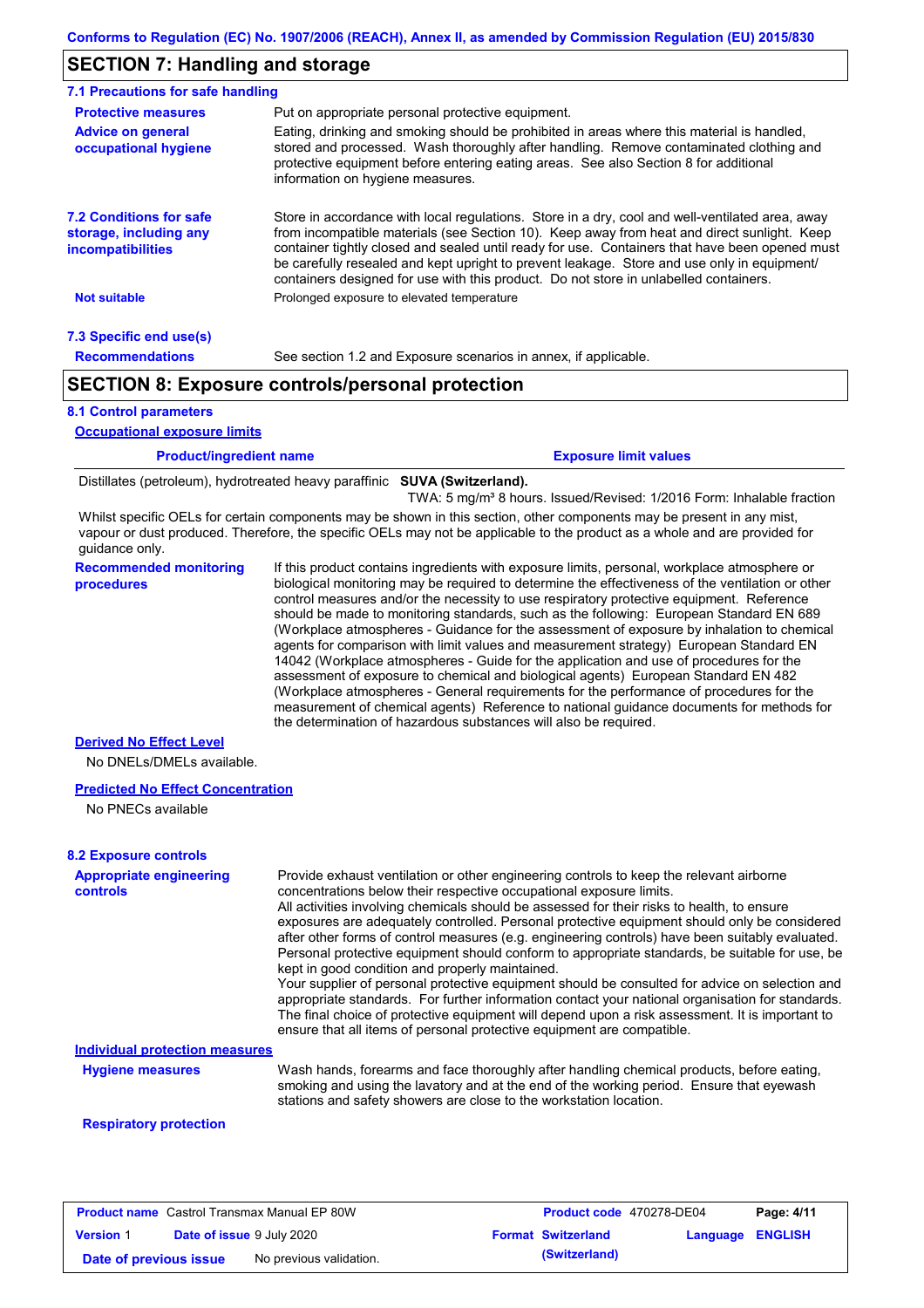## SECTION 7: Handling and storage

### 7.1 Precautions for safe handling

**Protective measures**
Put on appropriate personal protective equipment.

**Advice on general occupational hygiene**
Eating, drinking and smoking should be prohibited in areas where this material is handled, stored and processed. Wash thoroughly after handling. Remove contaminated clothing and protective equipment before entering eating areas. See also Section 8 for additional information on hygiene measures.

### 7.2 Conditions for safe storage, including any incompatibilities

Store in accordance with local regulations. Store in a dry, cool and well-ventilated area, away from incompatible materials (see Section 10). Keep away from heat and direct sunlight. Keep container tightly closed and sealed until ready for use. Containers that have been opened must be carefully resealed and kept upright to prevent leakage. Store and use only in equipment/containers designed for use with this product. Do not store in unlabelled containers.

**Not suitable**
Prolonged exposure to elevated temperature

### 7.3 Specific end use(s)

**Recommendations**
See section 1.2 and Exposure scenarios in annex, if applicable.

## SECTION 8: Exposure controls/personal protection

### 8.1 Control parameters

**Occupational exposure limits**

| Product/ingredient name | Exposure limit values |
|---|---|
| Distillates (petroleum), hydrotreated heavy paraffinic | **SUVA (Switzerland).**<br>TWA: 5 mg/m³ 8 hours. Issued/Revised: 1/2016 Form: Inhalable fraction |

Whilst specific OELs for certain components may be shown in this section, other components may be present in any mist, vapour or dust produced. Therefore, the specific OELs may not be applicable to the product as a whole and are provided for guidance only.

**Recommended monitoring procedures**
If this product contains ingredients with exposure limits, personal, workplace atmosphere or biological monitoring may be required to determine the effectiveness of the ventilation or other control measures and/or the necessity to use respiratory protective equipment. Reference should be made to monitoring standards, such as the following: European Standard EN 689 (Workplace atmospheres - Guidance for the assessment of exposure by inhalation to chemical agents for comparison with limit values and measurement strategy) European Standard EN 14042 (Workplace atmospheres - Guide for the application and use of procedures for the assessment of exposure to chemical and biological agents) European Standard EN 482 (Workplace atmospheres - General requirements for the performance of procedures for the measurement of chemical agents) Reference to national guidance documents for methods for the determination of hazardous substances will also be required.

**Derived No Effect Level**

No DNELs/DMELs available.

**Predicted No Effect Concentration**

No PNECs available

### 8.2 Exposure controls

**Appropriate engineering controls**
Provide exhaust ventilation or other engineering controls to keep the relevant airborne concentrations below their respective occupational exposure limits.
All activities involving chemicals should be assessed for their risks to health, to ensure exposures are adequately controlled. Personal protective equipment should only be considered after other forms of control measures (e.g. engineering controls) have been suitably evaluated. Personal protective equipment should conform to appropriate standards, be suitable for use, be kept in good condition and properly maintained.
Your supplier of personal protective equipment should be consulted for advice on selection and appropriate standards. For further information contact your national organisation for standards. The final choice of protective equipment will depend upon a risk assessment. It is important to ensure that all items of personal protective equipment are compatible.

**Individual protection measures**

**Hygiene measures**
Wash hands, forearms and face thoroughly after handling chemical products, before eating, smoking and using the lavatory and at the end of the working period. Ensure that eyewash stations and safety showers are close to the workstation location.

**Respiratory protection**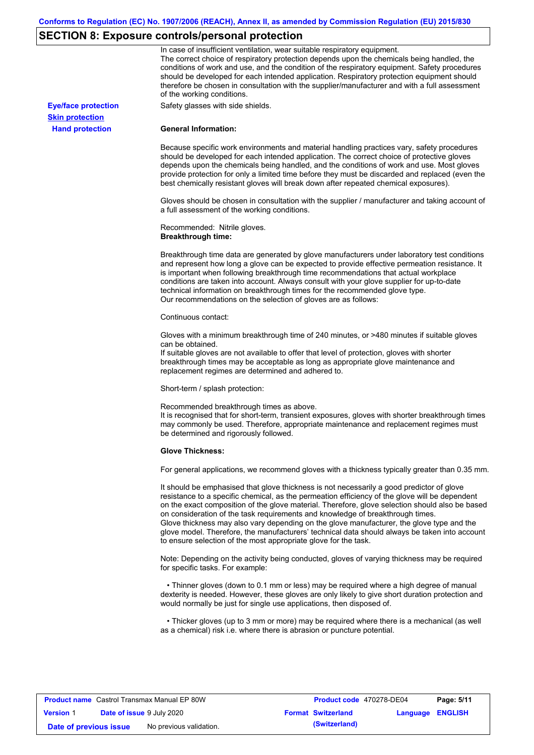## SECTION 8: Exposure controls/personal protection

In case of insufficient ventilation, wear suitable respiratory equipment.
The correct choice of respiratory protection depends upon the chemicals being handled, the conditions of work and use, and the condition of the respiratory equipment. Safety procedures should be developed for each intended application. Respiratory protection equipment should therefore be chosen in consultation with the supplier/manufacturer and with a full assessment of the working conditions.

**Eye/face protection**

Safety glasses with side shields.

**Skin protection**

**Hand protection**

**General Information:**

Because specific work environments and material handling practices vary, safety procedures should be developed for each intended application. The correct choice of protective gloves depends upon the chemicals being handled, and the conditions of work and use. Most gloves provide protection for only a limited time before they must be discarded and replaced (even the best chemically resistant gloves will break down after repeated chemical exposures).

Gloves should be chosen in consultation with the supplier / manufacturer and taking account of a full assessment of the working conditions.

Recommended: Nitrile gloves.
**Breakthrough time:**

Breakthrough time data are generated by glove manufacturers under laboratory test conditions and represent how long a glove can be expected to provide effective permeation resistance. It is important when following breakthrough time recommendations that actual workplace conditions are taken into account. Always consult with your glove supplier for up-to-date technical information on breakthrough times for the recommended glove type.
Our recommendations on the selection of gloves are as follows:

Continuous contact:

Gloves with a minimum breakthrough time of 240 minutes, or >480 minutes if suitable gloves can be obtained.
If suitable gloves are not available to offer that level of protection, gloves with shorter breakthrough times may be acceptable as long as appropriate glove maintenance and replacement regimes are determined and adhered to.

Short-term / splash protection:

Recommended breakthrough times as above.
It is recognised that for short-term, transient exposures, gloves with shorter breakthrough times may commonly be used. Therefore, appropriate maintenance and replacement regimes must be determined and rigorously followed.

**Glove Thickness:**

For general applications, we recommend gloves with a thickness typically greater than 0.35 mm.

It should be emphasised that glove thickness is not necessarily a good predictor of glove resistance to a specific chemical, as the permeation efficiency of the glove will be dependent on the exact composition of the glove material. Therefore, glove selection should also be based on consideration of the task requirements and knowledge of breakthrough times.
Glove thickness may also vary depending on the glove manufacturer, the glove type and the glove model. Therefore, the manufacturers' technical data should always be taken into account to ensure selection of the most appropriate glove for the task.

Note: Depending on the activity being conducted, gloves of varying thickness may be required for specific tasks. For example:

- Thinner gloves (down to 0.1 mm or less) may be required where a high degree of manual dexterity is needed. However, these gloves are only likely to give short duration protection and would normally be just for single use applications, then disposed of.

- Thicker gloves (up to 3 mm or more) may be required where there is a mechanical (as well as a chemical) risk i.e. where there is abrasion or puncture potential.

| **Product name** Castrol Transmax Manual EP 80W | | **Product code** 470278-DE04 | **Page: 5/11** |
|---|---|---|---|
| **Version** 1 | **Date of issue** 9 July 2020 | **Format Switzerland (Switzerland)** | **Language ENGLISH** |
| **Date of previous issue** | No previous validation. | | |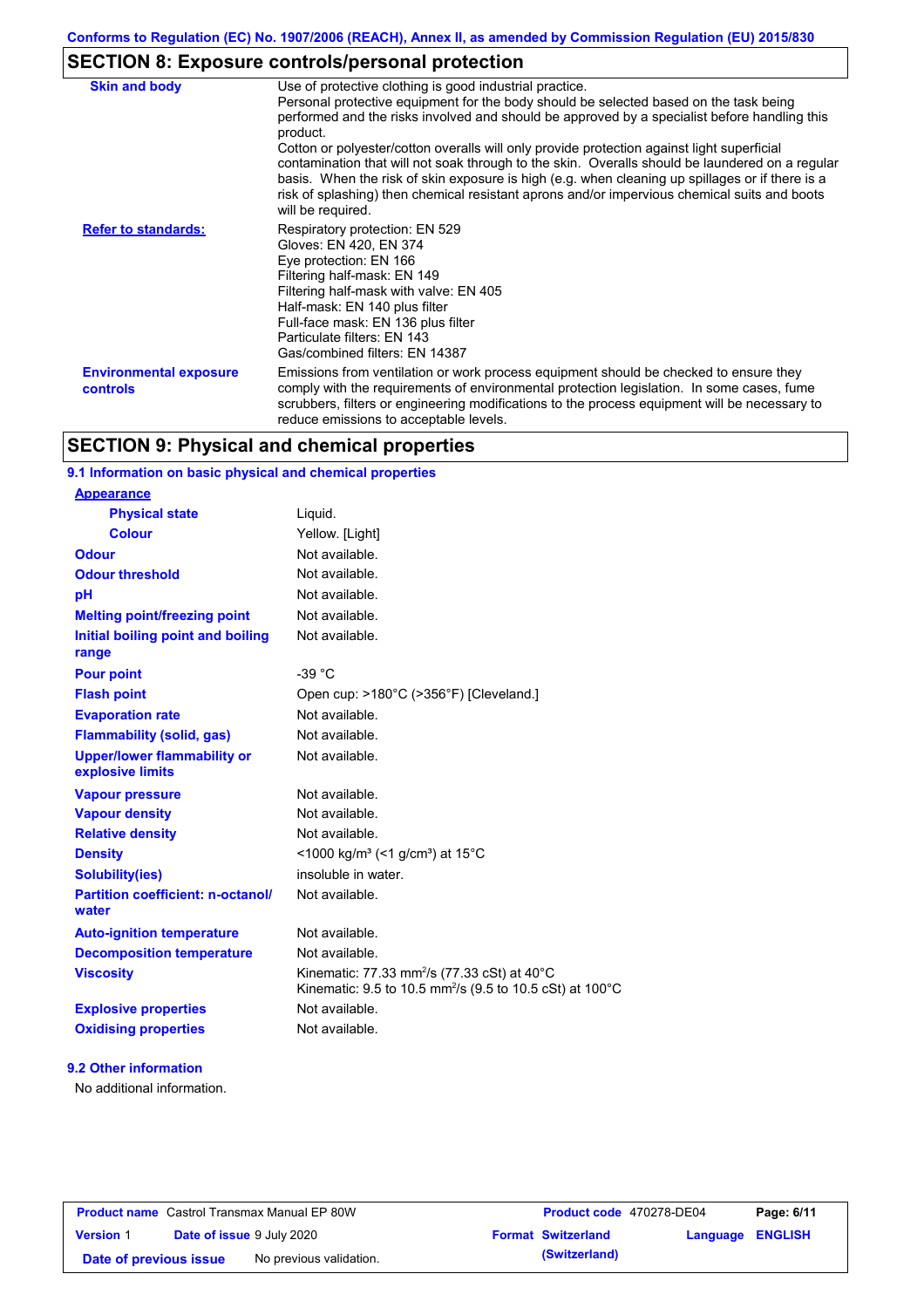## SECTION 8: Exposure controls/personal protection

| | |
|---|---|
| **Skin and body** | Use of protective clothing is good industrial practice. Personal protective equipment for the body should be selected based on the task being performed and the risks involved and should be approved by a specialist before handling this product. Cotton or polyester/cotton overalls will only provide protection against light superficial contamination that will not soak through to the skin. Overalls should be laundered on a regular basis. When the risk of skin exposure is high (e.g. when cleaning up spillages or if there is a risk of splashing) then chemical resistant aprons and/or impervious chemical suits and boots will be required. |
| **Refer to standards:** | Respiratory protection: EN 529<br>Gloves: EN 420, EN 374<br>Eye protection: EN 166<br>Filtering half-mask: EN 149<br>Filtering half-mask with valve: EN 405<br>Half-mask: EN 140 plus filter<br>Full-face mask: EN 136 plus filter<br>Particulate filters: EN 143<br>Gas/combined filters: EN 14387 |
| **Environmental exposure controls** | Emissions from ventilation or work process equipment should be checked to ensure they comply with the requirements of environmental protection legislation. In some cases, fume scrubbers, filters or engineering modifications to the process equipment will be necessary to reduce emissions to acceptable levels. |

## SECTION 9: Physical and chemical properties

### 9.1 Information on basic physical and chemical properties

| | |
|---|---|
| **Appearance** | |
| **Physical state** | Liquid. |
| **Colour** | Yellow. [Light] |
| **Odour** | Not available. |
| **Odour threshold** | Not available. |
| **pH** | Not available. |
| **Melting point/freezing point** | Not available. |
| **Initial boiling point and boiling range** | Not available. |
| **Pour point** | -39 °C |
| **Flash point** | Open cup: >180°C (>356°F) [Cleveland.] |
| **Evaporation rate** | Not available. |
| **Flammability (solid, gas)** | Not available. |
| **Upper/lower flammability or explosive limits** | Not available. |
| **Vapour pressure** | Not available. |
| **Vapour density** | Not available. |
| **Relative density** | Not available. |
| **Density** | <1000 kg/m³ (<1 g/cm³) at 15°C |
| **Solubility(ies)** | insoluble in water. |
| **Partition coefficient: n-octanol/water** | Not available. |
| **Auto-ignition temperature** | Not available. |
| **Decomposition temperature** | Not available. |
| **Viscosity** | Kinematic: 77.33 $mm^2/s$ (77.33 cSt) at 40°C<br>Kinematic: 9.5 to 10.5 $mm^2/s$ (9.5 to 10.5 cSt) at 100°C |
| **Explosive properties** | Not available. |
| **Oxidising properties** | Not available. |

### 9.2 Other information

No additional information.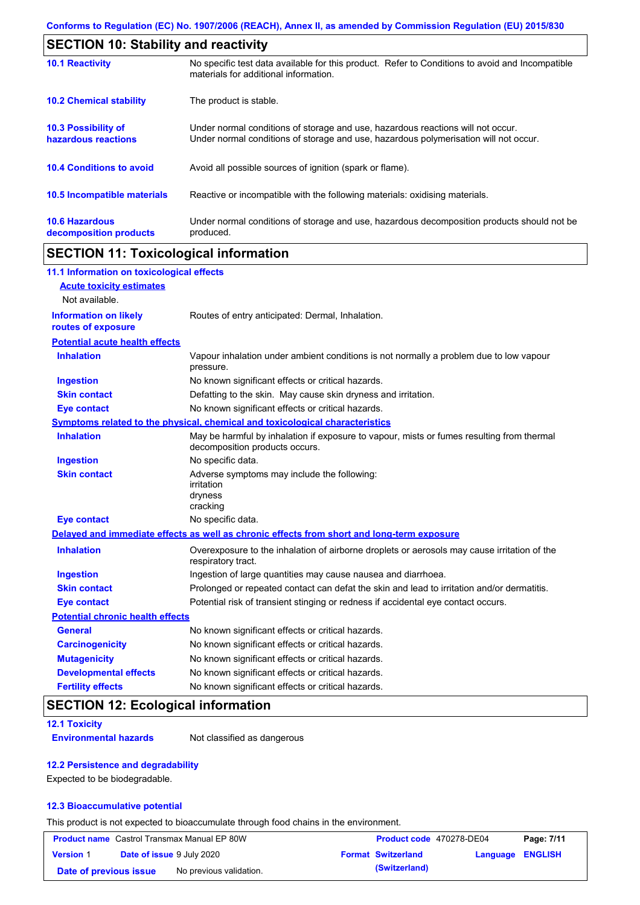## SECTION 10: Stability and reactivity

| | |
|---|---|
| **10.1 Reactivity** | No specific test data available for this product. Refer to Conditions to avoid and Incompatible materials for additional information. |
| **10.2 Chemical stability** | The product is stable. |
| **10.3 Possibility of hazardous reactions** | Under normal conditions of storage and use, hazardous reactions will not occur. Under normal conditions of storage and use, hazardous polymerisation will not occur. |
| **10.4 Conditions to avoid** | Avoid all possible sources of ignition (spark or flame). |
| **10.5 Incompatible materials** | Reactive or incompatible with the following materials: oxidising materials. |
| **10.6 Hazardous decomposition products** | Under normal conditions of storage and use, hazardous decomposition products should not be produced. |

## SECTION 11: Toxicological information

### 11.1 Information on toxicological effects

**Acute toxicity estimates**

Not available.

| | |
|---|---|
| **Information on likely routes of exposure** | Routes of entry anticipated: Dermal, Inhalation. |

**Potential acute health effects**

| | |
|---|---|
| **Inhalation** | Vapour inhalation under ambient conditions is not normally a problem due to low vapour pressure. |
| **Ingestion** | No known significant effects or critical hazards. |
| **Skin contact** | Defatting to the skin. May cause skin dryness and irritation. |
| **Eye contact** | No known significant effects or critical hazards. |

**Symptoms related to the physical, chemical and toxicological characteristics**

| | |
|---|---|
| **Inhalation** | May be harmful by inhalation if exposure to vapour, mists or fumes resulting from thermal decomposition products occurs. |
| **Ingestion** | No specific data. |
| **Skin contact** | Adverse symptoms may include the following:<br>irritation<br>dryness<br>cracking |
| **Eye contact** | No specific data. |

**Delayed and immediate effects as well as chronic effects from short and long-term exposure**

| | |
|---|---|
| **Inhalation** | Overexposure to the inhalation of airborne droplets or aerosols may cause irritation of the respiratory tract. |
| **Ingestion** | Ingestion of large quantities may cause nausea and diarrhoea. |
| **Skin contact** | Prolonged or repeated contact can defat the skin and lead to irritation and/or dermatitis. |
| **Eye contact** | Potential risk of transient stinging or redness if accidental eye contact occurs. |

**Potential chronic health effects**

| | |
|---|---|
| **General** | No known significant effects or critical hazards. |
| **Carcinogenicity** | No known significant effects or critical hazards. |
| **Mutagenicity** | No known significant effects or critical hazards. |
| **Developmental effects** | No known significant effects or critical hazards. |
| **Fertility effects** | No known significant effects or critical hazards. |

## SECTION 12: Ecological information

### 12.1 Toxicity

| | |
|---|---|
| **Environmental hazards** | Not classified as dangerous |

### 12.2 Persistence and degradability

Expected to be biodegradable.

### 12.3 Bioaccumulative potential

This product is not expected to bioaccumulate through food chains in the environment.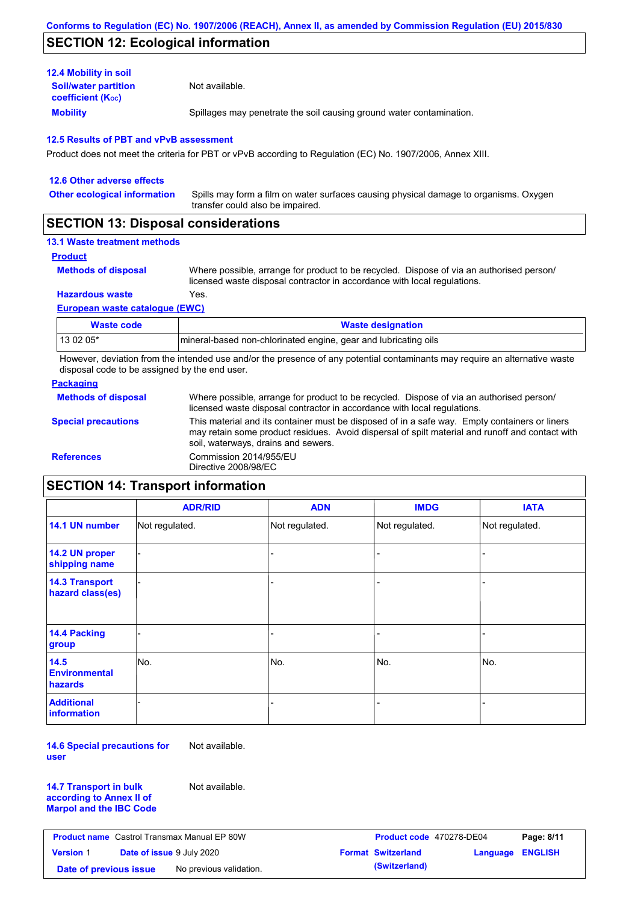Conforms to Regulation (EC) No. 1907/2006 (REACH), Annex II, as amended by Commission Regulation (EU) 2015/830

## SECTION 12: Ecological information

### 12.4 Mobility in soil

**Soil/water partition coefficient ($K_{OC}$)**: Not available.

**Mobility**: Spillages may penetrate the soil causing ground water contamination.

### 12.5 Results of PBT and vPvB assessment

Product does not meet the criteria for PBT or vPvB according to Regulation (EC) No. 1907/2006, Annex XIII.

### 12.6 Other adverse effects

**Other ecological information**: Spills may form a film on water surfaces causing physical damage to organisms. Oxygen transfer could also be impaired.

## SECTION 13: Disposal considerations

### 13.1 Waste treatment methods

**Product**

**Methods of disposal**: Where possible, arrange for product to be recycled. Dispose of via an authorised person/ licensed waste disposal contractor in accordance with local regulations.

**Hazardous waste**: Yes.

**European waste catalogue (EWC)**

| Waste code | Waste designation |
|---|---|
| 13 02 05* | mineral-based non-chlorinated engine, gear and lubricating oils |

However, deviation from the intended use and/or the presence of any potential contaminants may require an alternative waste disposal code to be assigned by the end user.

**Packaging**

**Methods of disposal**: Where possible, arrange for product to be recycled. Dispose of via an authorised person/ licensed waste disposal contractor in accordance with local regulations.

**Special precautions**: This material and its container must be disposed of in a safe way. Empty containers or liners may retain some product residues. Avoid dispersal of spilt material and runoff and contact with soil, waterways, drains and sewers.

**References**: Commission 2014/955/EU
Directive 2008/98/EC

## SECTION 14: Transport information

| | ADR/RID | ADN | IMDG | IATA |
|---|---|---|---|---|
| 14.1 UN number | Not regulated. | Not regulated. | Not regulated. | Not regulated. |
| 14.2 UN proper shipping name | - | - | - | - |
| 14.3 Transport hazard class(es) | - | - | - | - |
| 14.4 Packing group | - | - | - | - |
| 14.5 Environmental hazards | No. | No. | No. | No. |
| Additional information | - | - | - | - |

**14.6 Special precautions for user**: Not available.

**14.7 Transport in bulk according to Annex II of Marpol and the IBC Code**: Not available.

| Product name | Castrol Transmax Manual EP 80W | Product code | 470278-DE04 | Page: 8/11 |
|---|---|---|---|---|
| Version 1 | Date of issue 9 July 2020 | Format Switzerland (Switzerland) | Language ENGLISH | |
| Date of previous issue | No previous validation. | | | |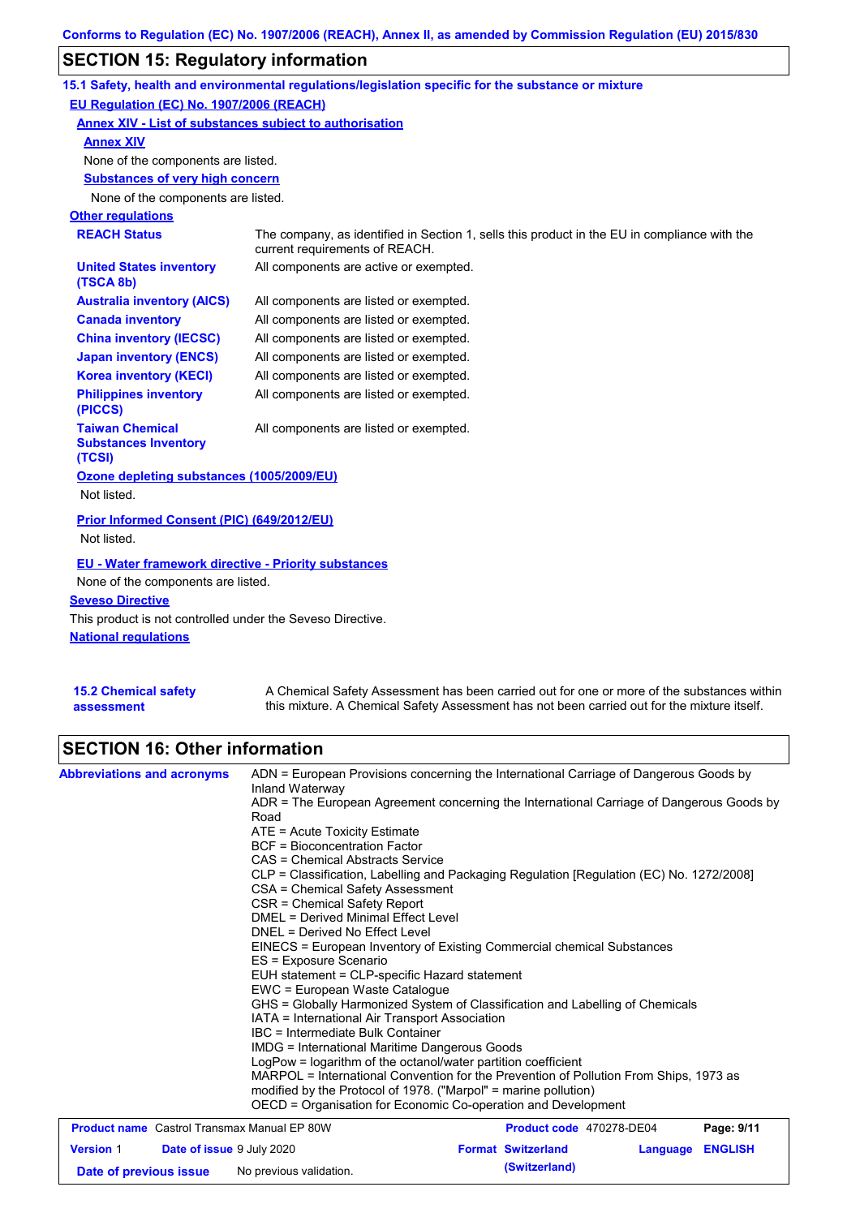## SECTION 15: Regulatory information

### 15.1 Safety, health and environmental regulations/legislation specific for the substance or mixture

**EU Regulation (EC) No. 1907/2006 (REACH)**

**Annex XIV - List of substances subject to authorisation**

**Annex XIV**

None of the components are listed.

**Substances of very high concern**

None of the components are listed.

**Other regulations**

| | |
|---|---|
| **REACH Status** | The company, as identified in Section 1, sells this product in the EU in compliance with the current requirements of REACH. |
| **United States inventory (TSCA 8b)** | All components are active or exempted. |
| **Australia inventory (AICS)** | All components are listed or exempted. |
| **Canada inventory** | All components are listed or exempted. |
| **China inventory (IECSC)** | All components are listed or exempted. |
| **Japan inventory (ENCS)** | All components are listed or exempted. |
| **Korea inventory (KECI)** | All components are listed or exempted. |
| **Philippines inventory (PICCS)** | All components are listed or exempted. |
| **Taiwan Chemical Substances Inventory (TCSI)** | All components are listed or exempted. |

**Ozone depleting substances (1005/2009/EU)**

Not listed.

**Prior Informed Consent (PIC) (649/2012/EU)**

Not listed.

**EU - Water framework directive - Priority substances**

None of the components are listed.

**Seveso Directive**

This product is not controlled under the Seveso Directive.

**National regulations**

**15.2 Chemical safety assessment**

A Chemical Safety Assessment has been carried out for one or more of the substances within this mixture. A Chemical Safety Assessment has not been carried out for the mixture itself.

## SECTION 16: Other information

**Abbreviations and acronyms**

ADN = European Provisions concerning the International Carriage of Dangerous Goods by Inland Waterway
ADR = The European Agreement concerning the International Carriage of Dangerous Goods by Road
ATE = Acute Toxicity Estimate
BCF = Bioconcentration Factor
CAS = Chemical Abstracts Service
CLP = Classification, Labelling and Packaging Regulation [Regulation (EC) No. 1272/2008]
CSA = Chemical Safety Assessment
CSR = Chemical Safety Report
DMEL = Derived Minimal Effect Level
DNEL = Derived No Effect Level
EINECS = European Inventory of Existing Commercial chemical Substances
ES = Exposure Scenario
EUH statement = CLP-specific Hazard statement
EWC = European Waste Catalogue
GHS = Globally Harmonized System of Classification and Labelling of Chemicals
IATA = International Air Transport Association
IBC = Intermediate Bulk Container
IMDG = International Maritime Dangerous Goods
LogPow = logarithm of the octanol/water partition coefficient
MARPOL = International Convention for the Prevention of Pollution From Ships, 1973 as modified by the Protocol of 1978. ("Marpol" = marine pollution)
OECD = Organisation for Economic Co-operation and Development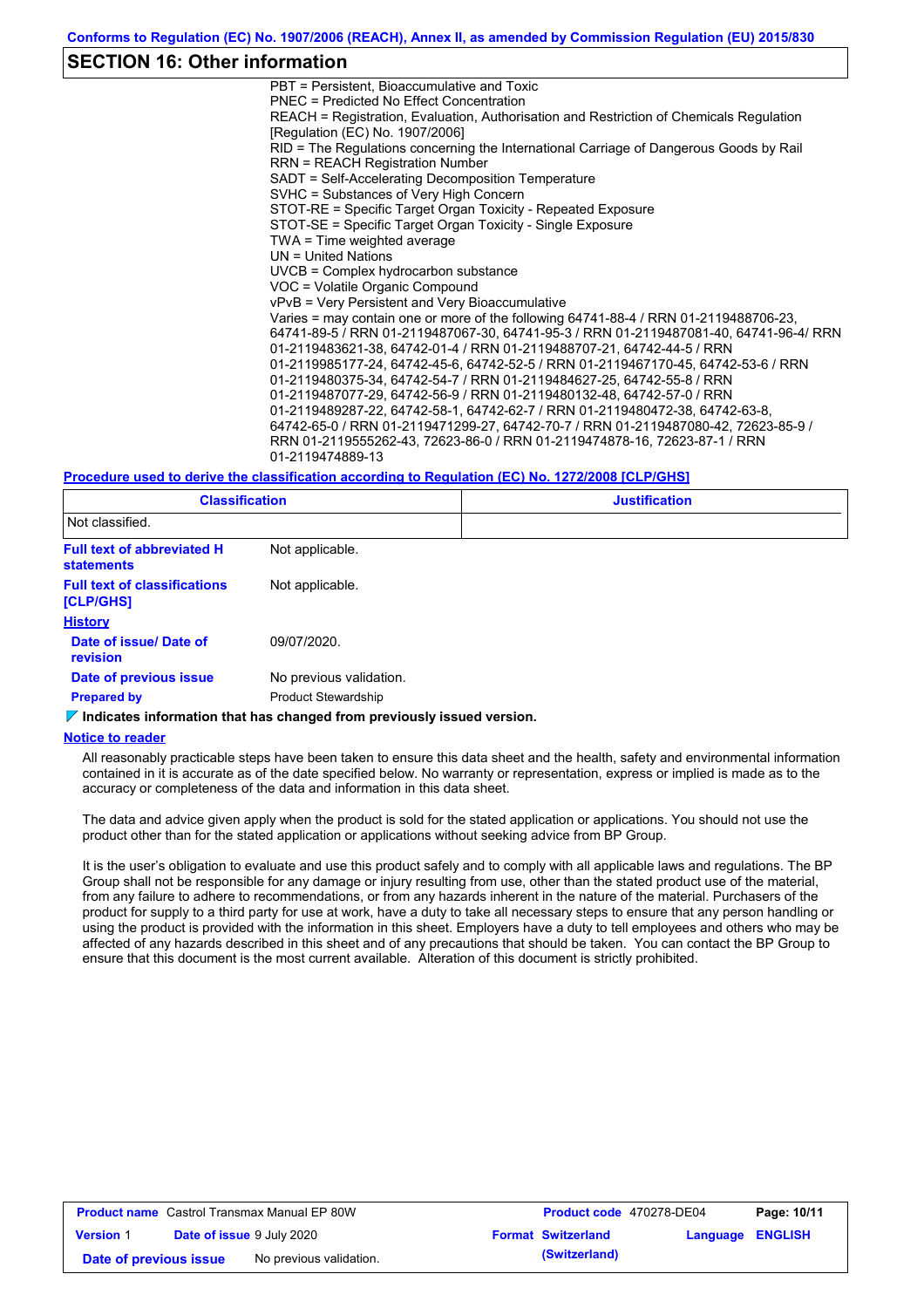## SECTION 16: Other information

PBT = Persistent, Bioaccumulative and Toxic
PNEC = Predicted No Effect Concentration
REACH = Registration, Evaluation, Authorisation and Restriction of Chemicals Regulation [Regulation (EC) No. 1907/2006]
RID = The Regulations concerning the International Carriage of Dangerous Goods by Rail
RRN = REACH Registration Number
SADT = Self-Accelerating Decomposition Temperature
SVHC = Substances of Very High Concern
STOT-RE = Specific Target Organ Toxicity - Repeated Exposure
STOT-SE = Specific Target Organ Toxicity - Single Exposure
TWA = Time weighted average
UN = United Nations
UVCB = Complex hydrocarbon substance
VOC = Volatile Organic Compound
vPvB = Very Persistent and Very Bioaccumulative
Varies = may contain one or more of the following 64741-88-4 / RRN 01-2119488706-23, 64741-89-5 / RRN 01-2119487067-30, 64741-95-3 / RRN 01-2119487081-40, 64741-96-4/ RRN 01-2119483621-38, 64742-01-4 / RRN 01-2119488707-21, 64742-44-5 / RRN 01-2119985177-24, 64742-45-6, 64742-52-5 / RRN 01-2119467170-45, 64742-53-6 / RRN 01-2119480375-34, 64742-54-7 / RRN 01-2119484627-25, 64742-55-8 / RRN 01-2119487077-29, 64742-56-9 / RRN 01-2119480132-48, 64742-57-0 / RRN 01-2119489287-22, 64742-58-1, 64742-62-7 / RRN 01-2119480472-38, 64742-63-8, 64742-65-0 / RRN 01-2119471299-27, 64742-70-7 / RRN 01-2119487080-42, 72623-85-9 / RRN 01-2119555262-43, 72623-86-0 / RRN 01-2119474878-16, 72623-87-1 / RRN 01-2119474889-13

**Procedure used to derive the classification according to Regulation (EC) No. 1272/2008 [CLP/GHS]**

| Classification | Justification |
|---|---|
| Not classified. | |

**Full text of abbreviated H statements**: Not applicable.

**Full text of classifications [CLP/GHS]**: Not applicable.

**History**

**Date of issue/ Date of revision**: 09/07/2020.

**Date of previous issue**: No previous validation.

**Prepared by**: Product Stewardship

**Indicates information that has changed from previously issued version.**

**Notice to reader**

All reasonably practicable steps have been taken to ensure this data sheet and the health, safety and environmental information contained in it is accurate as of the date specified below. No warranty or representation, express or implied is made as to the accuracy or completeness of the data and information in this data sheet.

The data and advice given apply when the product is sold for the stated application or applications. You should not use the product other than for the stated application or applications without seeking advice from BP Group.

It is the user's obligation to evaluate and use this product safely and to comply with all applicable laws and regulations. The BP Group shall not be responsible for any damage or injury resulting from use, other than the stated product use of the material, from any failure to adhere to recommendations, or from any hazards inherent in the nature of the material. Purchasers of the product for supply to a third party for use at work, have a duty to take all necessary steps to ensure that any person handling or using the product is provided with the information in this sheet. Employers have a duty to tell employees and others who may be affected of any hazards described in this sheet and of any precautions that should be taken. You can contact the BP Group to ensure that this document is the most current available. Alteration of this document is strictly prohibited.

| **Product name** Castrol Transmax Manual EP 80W | **Product code** 470278-DE04 | **Page: 10/11** |
|---|---|---|
| **Version** 1 **Date of issue** 9 July 2020 | **Format Switzerland (Switzerland)** | **Language ENGLISH** |
| **Date of previous issue** No previous validation. | | |